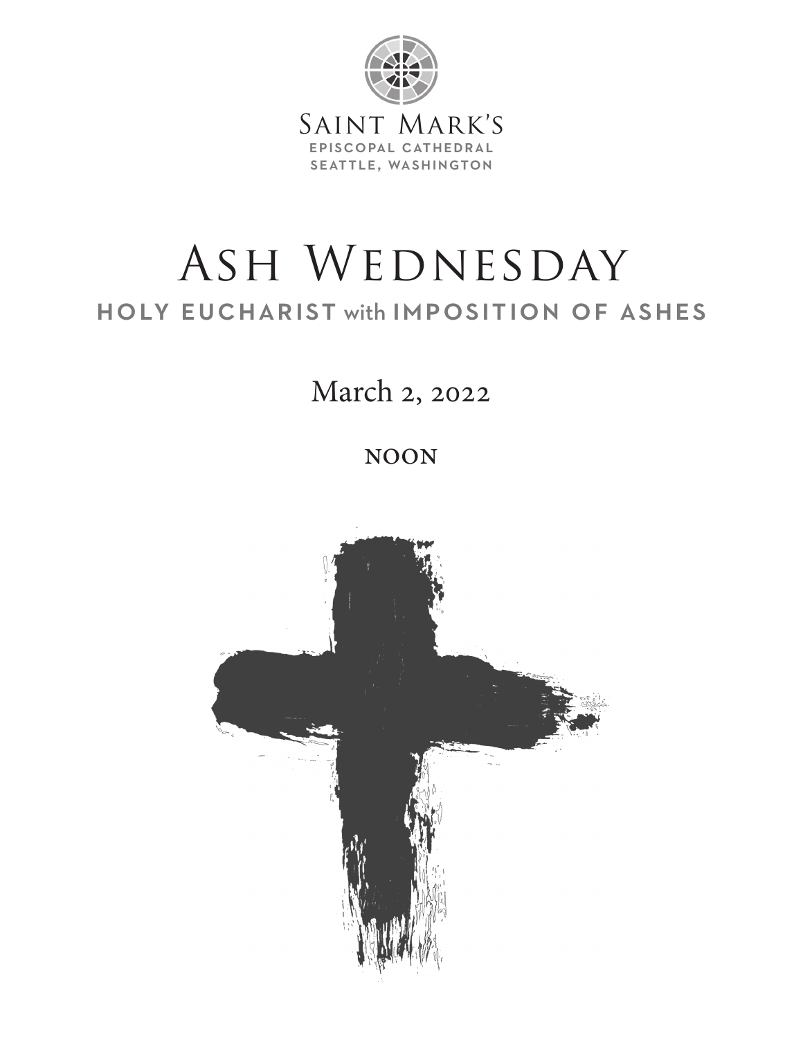Saint Mark's
EPISCOPAL CATHEDRAL
SEATTLE, WASHINGTON

# Ash Wednesday

## HOLY EUCHARIST with IMPOSITION OF ASHES

March 2, 2022

NOON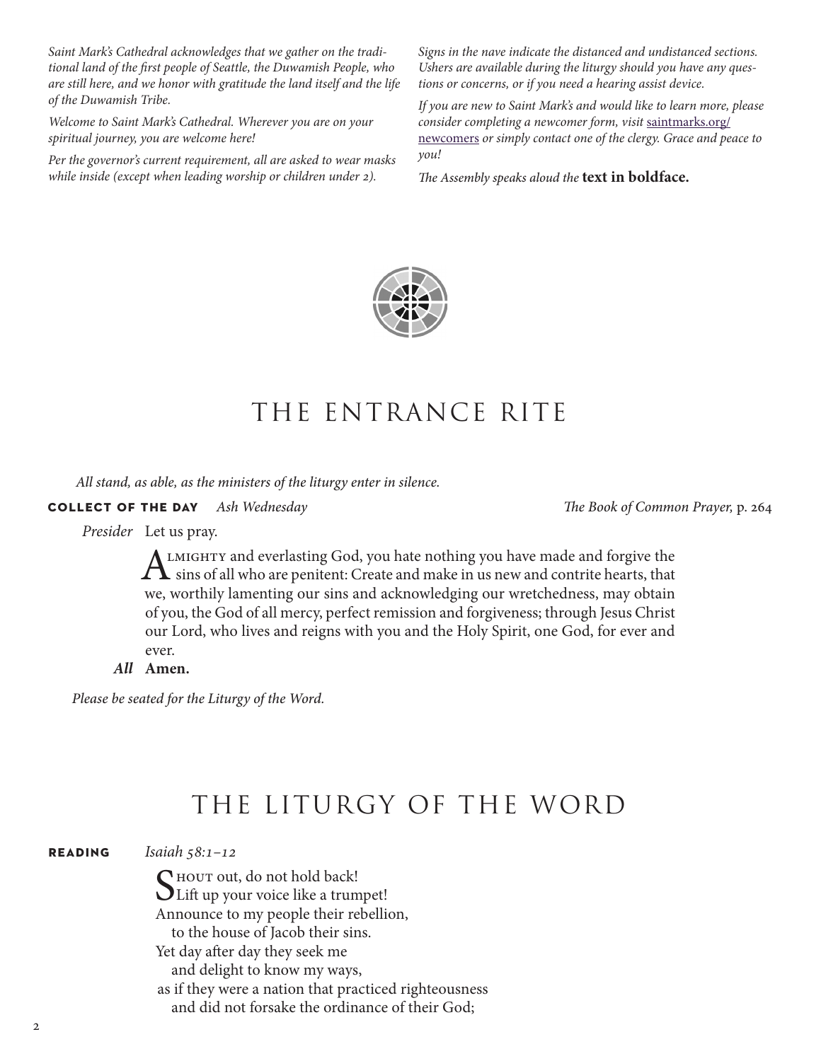*Saint Mark's Cathedral acknowledges that we gather on the traditional land of the first people of Seattle, the Duwamish People, who are still here, and we honor with gratitude the land itself and the life of the Duwamish Tribe.*

*Welcome to Saint Mark's Cathedral. Wherever you are on your spiritual journey, you are welcome here!*

*Per the governor's current requirement, all are asked to wear masks while inside (except when leading worship or children under 2).*

*Signs in the nave indicate the distanced and undistanced sections. Ushers are available during the liturgy should you have any questions or concerns, or if you need a hearing assist device.*

*If you are new to Saint Mark's and would like to learn more, please consider completing a newcomer form, visit* saintmarks.org/newcomers *or simply contact one of the clergy. Grace and peace to you!*

*The Assembly speaks aloud the* **text in boldface.**

# THE ENTRANCE RITE

*All stand, as able, as the ministers of the liturgy enter in silence.*

**COLLECT OF THE DAY** *Ash Wednesday* — *The Book of Common Prayer,* p. 264

*Presider* Let us pray.

Almighty and everlasting God, you hate nothing you have made and forgive the sins of all who are penitent: Create and make in us new and contrite hearts, that we, worthily lamenting our sins and acknowledging our wretchedness, may obtain of you, the God of all mercy, perfect remission and forgiveness; through Jesus Christ our Lord, who lives and reigns with you and the Holy Spirit, one God, for ever and ever.

***All*** **Amen.**

*Please be seated for the Liturgy of the Word.*

# THE LITURGY OF THE WORD

**READING** *Isaiah 58:1–12*

Shout out, do not hold back!  
Lift up your voice like a trumpet!  
Announce to my people their rebellion,  
  to the house of Jacob their sins.  
Yet day after day they seek me  
  and delight to know my ways,  
as if they were a nation that practiced righteousness  
  and did not forsake the ordinance of their God;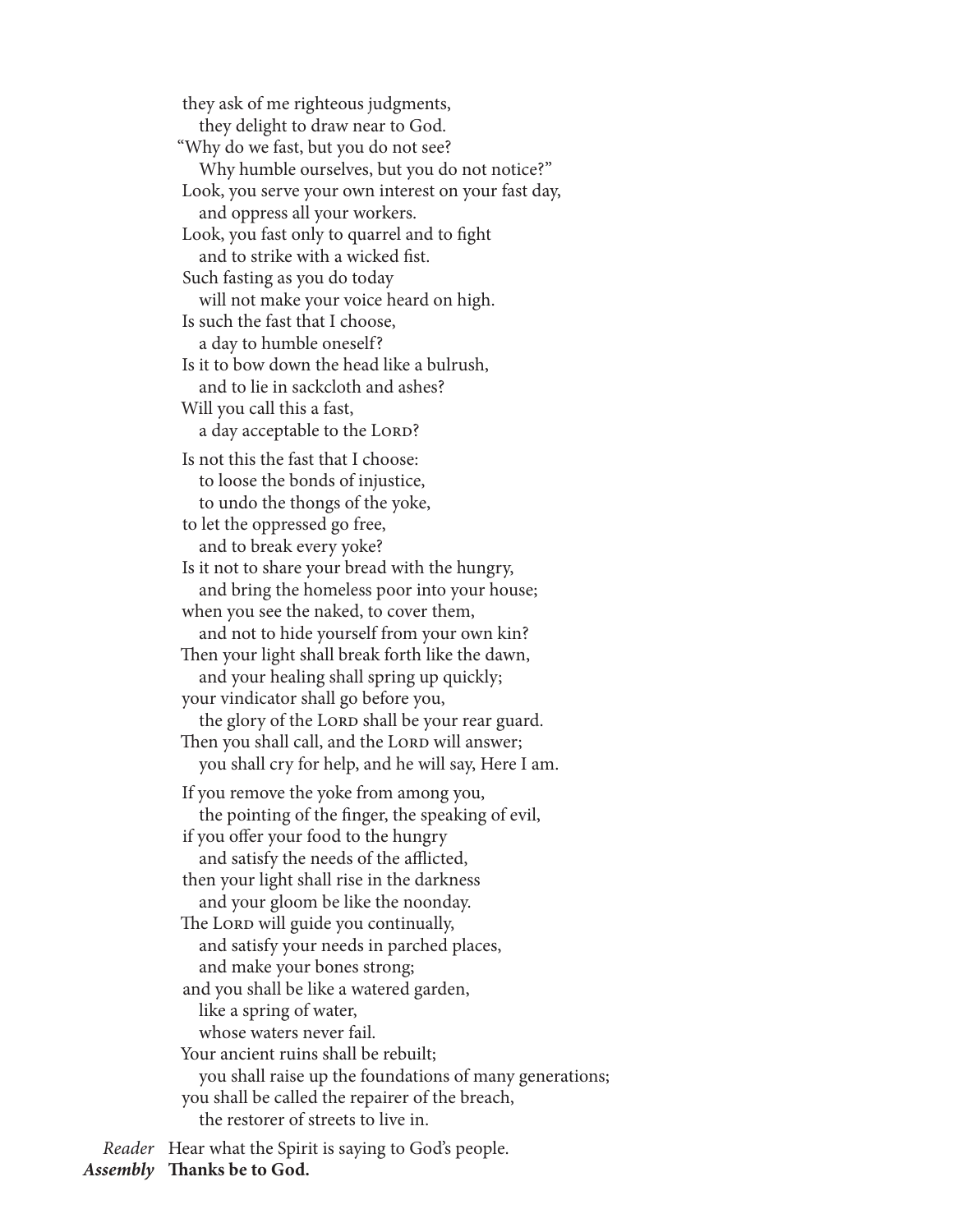they ask of me righteous judgments,
  they delight to draw near to God.
"Why do we fast, but you do not see?
  Why humble ourselves, but you do not notice?"
Look, you serve your own interest on your fast day,
  and oppress all your workers.
Look, you fast only to quarrel and to fight
  and to strike with a wicked fist.
Such fasting as you do today
  will not make your voice heard on high.
Is such the fast that I choose,
  a day to humble oneself?
Is it to bow down the head like a bulrush,
  and to lie in sackcloth and ashes?
Will you call this a fast,
  a day acceptable to the LORD?

Is not this the fast that I choose:
  to loose the bonds of injustice,
  to undo the thongs of the yoke,
to let the oppressed go free,
  and to break every yoke?
Is it not to share your bread with the hungry,
  and bring the homeless poor into your house;
when you see the naked, to cover them,
  and not to hide yourself from your own kin?
Then your light shall break forth like the dawn,
  and your healing shall spring up quickly;
your vindicator shall go before you,
  the glory of the LORD shall be your rear guard.
Then you shall call, and the LORD will answer;
  you shall cry for help, and he will say, Here I am.

If you remove the yoke from among you,
  the pointing of the finger, the speaking of evil,
if you offer your food to the hungry
  and satisfy the needs of the afflicted,
then your light shall rise in the darkness
  and your gloom be like the noonday.
The LORD will guide you continually,
  and satisfy your needs in parched places,
  and make your bones strong;
and you shall be like a watered garden,
  like a spring of water,
  whose waters never fail.
Your ancient ruins shall be rebuilt;
  you shall raise up the foundations of many generations;
you shall be called the repairer of the breach,
  the restorer of streets to live in.

*Reader* Hear what the Spirit is saying to God's people.
***Assembly*** **Thanks be to God.**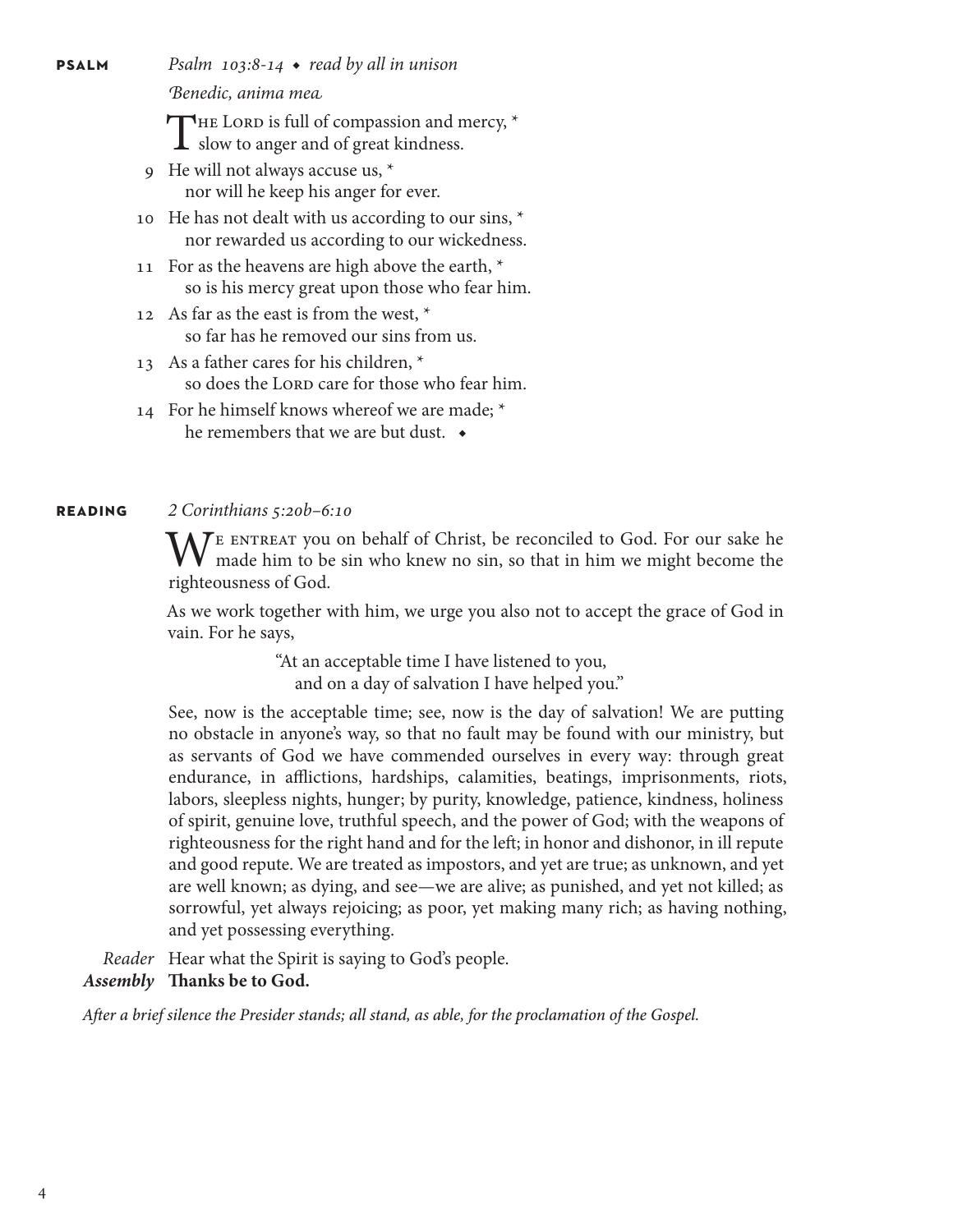**PSALM** *Psalm 103:8-14 ◆ read by all in unison*

*Benedic, anima mea*

THE LORD is full of compassion and mercy, *
slow to anger and of great kindness.

9 He will not always accuse us, *
nor will he keep his anger for ever.

10 He has not dealt with us according to our sins, *
nor rewarded us according to our wickedness.

11 For as the heavens are high above the earth, *
so is his mercy great upon those who fear him.

12 As far as the east is from the west, *
so far has he removed our sins from us.

13 As a father cares for his children, *
so does the LORD care for those who fear him.

14 For he himself knows whereof we are made; *
he remembers that we are but dust. ◆

**READING** *2 Corinthians 5:20b–6:10*

WE ENTREAT you on behalf of Christ, be reconciled to God. For our sake he made him to be sin who knew no sin, so that in him we might become the righteousness of God.

As we work together with him, we urge you also not to accept the grace of God in vain. For he says,

> "At an acceptable time I have listened to you,
> and on a day of salvation I have helped you."

See, now is the acceptable time; see, now is the day of salvation! We are putting no obstacle in anyone's way, so that no fault may be found with our ministry, but as servants of God we have commended ourselves in every way: through great endurance, in afflictions, hardships, calamities, beatings, imprisonments, riots, labors, sleepless nights, hunger; by purity, knowledge, patience, kindness, holiness of spirit, genuine love, truthful speech, and the power of God; with the weapons of righteousness for the right hand and for the left; in honor and dishonor, in ill repute and good repute. We are treated as impostors, and yet are true; as unknown, and yet are well known; as dying, and see—we are alive; as punished, and yet not killed; as sorrowful, yet always rejoicing; as poor, yet making many rich; as having nothing, and yet possessing everything.

*Reader* Hear what the Spirit is saying to God's people.
***Assembly*** **Thanks be to God.**

*After a brief silence the Presider stands; all stand, as able, for the proclamation of the Gospel.*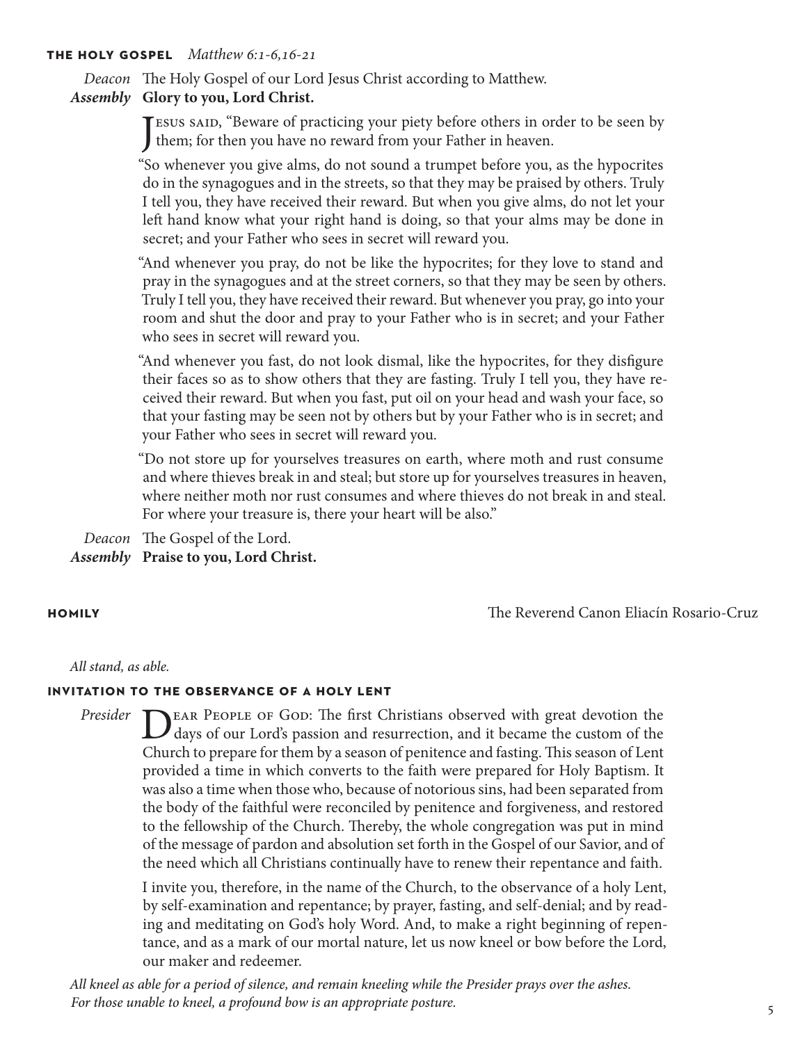### THE HOLY GOSPEL *Matthew 6:1-6,16-21*

*Deacon* The Holy Gospel of our Lord Jesus Christ according to Matthew.
***Assembly*** **Glory to you, Lord Christ.**

Jesus said, "Beware of practicing your piety before others in order to be seen by them; for then you have no reward from your Father in heaven.

"So whenever you give alms, do not sound a trumpet before you, as the hypocrites do in the synagogues and in the streets, so that they may be praised by others. Truly I tell you, they have received their reward. But when you give alms, do not let your left hand know what your right hand is doing, so that your alms may be done in secret; and your Father who sees in secret will reward you.

"And whenever you pray, do not be like the hypocrites; for they love to stand and pray in the synagogues and at the street corners, so that they may be seen by others. Truly I tell you, they have received their reward. But whenever you pray, go into your room and shut the door and pray to your Father who is in secret; and your Father who sees in secret will reward you.

"And whenever you fast, do not look dismal, like the hypocrites, for they disfigure their faces so as to show others that they are fasting. Truly I tell you, they have received their reward. But when you fast, put oil on your head and wash your face, so that your fasting may be seen not by others but by your Father who is in secret; and your Father who sees in secret will reward you.

"Do not store up for yourselves treasures on earth, where moth and rust consume and where thieves break in and steal; but store up for yourselves treasures in heaven, where neither moth nor rust consumes and where thieves do not break in and steal. For where your treasure is, there your heart will be also."

*Deacon* The Gospel of the Lord.
***Assembly*** **Praise to you, Lord Christ.**

### HOMILY

The Reverend Canon Eliacín Rosario-Cruz

*All stand, as able.*

### INVITATION TO THE OBSERVANCE OF A HOLY LENT

*Presider* Dear People of God: The first Christians observed with great devotion the days of our Lord's passion and resurrection, and it became the custom of the Church to prepare for them by a season of penitence and fasting. This season of Lent provided a time in which converts to the faith were prepared for Holy Baptism. It was also a time when those who, because of notorious sins, had been separated from the body of the faithful were reconciled by penitence and forgiveness, and restored to the fellowship of the Church. Thereby, the whole congregation was put in mind of the message of pardon and absolution set forth in the Gospel of our Savior, and of the need which all Christians continually have to renew their repentance and faith.

I invite you, therefore, in the name of the Church, to the observance of a holy Lent, by self-examination and repentance; by prayer, fasting, and self-denial; and by reading and meditating on God's holy Word. And, to make a right beginning of repentance, and as a mark of our mortal nature, let us now kneel or bow before the Lord, our maker and redeemer.

*All kneel as able for a period of silence, and remain kneeling while the Presider prays over the ashes. For those unable to kneel, a profound bow is an appropriate posture.*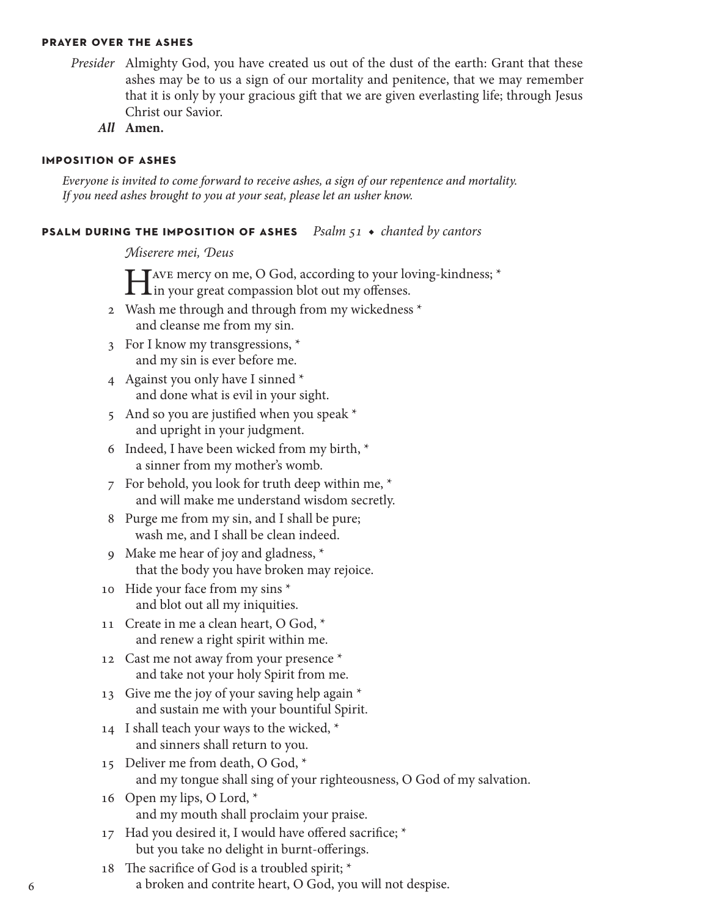### PRAYER OVER THE ASHES

*Presider* Almighty God, you have created us out of the dust of the earth: Grant that these ashes may be to us a sign of our mortality and penitence, that we may remember that it is only by your gracious gift that we are given everlasting life; through Jesus Christ our Savior.

***All*** **Amen.**

### IMPOSITION OF ASHES

*Everyone is invited to come forward to receive ashes, a sign of our repentence and mortality. If you need ashes brought to you at your seat, please let an usher know.*

### PSALM DURING THE IMPOSITION OF ASHES *Psalm 51 • chanted by cantors*

*Miserere mei, Deus*

Have mercy on me, O God, according to your loving-kindness; *
in your great compassion blot out my offenses.

2 Wash me through and through from my wickedness *
and cleanse me from my sin.

3 For I know my transgressions, *
and my sin is ever before me.

4 Against you only have I sinned *
and done what is evil in your sight.

5 And so you are justified when you speak *
and upright in your judgment.

6 Indeed, I have been wicked from my birth, *
a sinner from my mother's womb.

7 For behold, you look for truth deep within me, *
and will make me understand wisdom secretly.

8 Purge me from my sin, and I shall be pure;
wash me, and I shall be clean indeed.

9 Make me hear of joy and gladness, *
that the body you have broken may rejoice.

10 Hide your face from my sins *
and blot out all my iniquities.

11 Create in me a clean heart, O God, *
and renew a right spirit within me.

12 Cast me not away from your presence *
and take not your holy Spirit from me.

13 Give me the joy of your saving help again *
and sustain me with your bountiful Spirit.

14 I shall teach your ways to the wicked, *
and sinners shall return to you.

15 Deliver me from death, O God, *
and my tongue shall sing of your righteousness, O God of my salvation.

16 Open my lips, O Lord, *
and my mouth shall proclaim your praise.

17 Had you desired it, I would have offered sacrifice; *
but you take no delight in burnt-offerings.

18 The sacrifice of God is a troubled spirit; *
a broken and contrite heart, O God, you will not despise.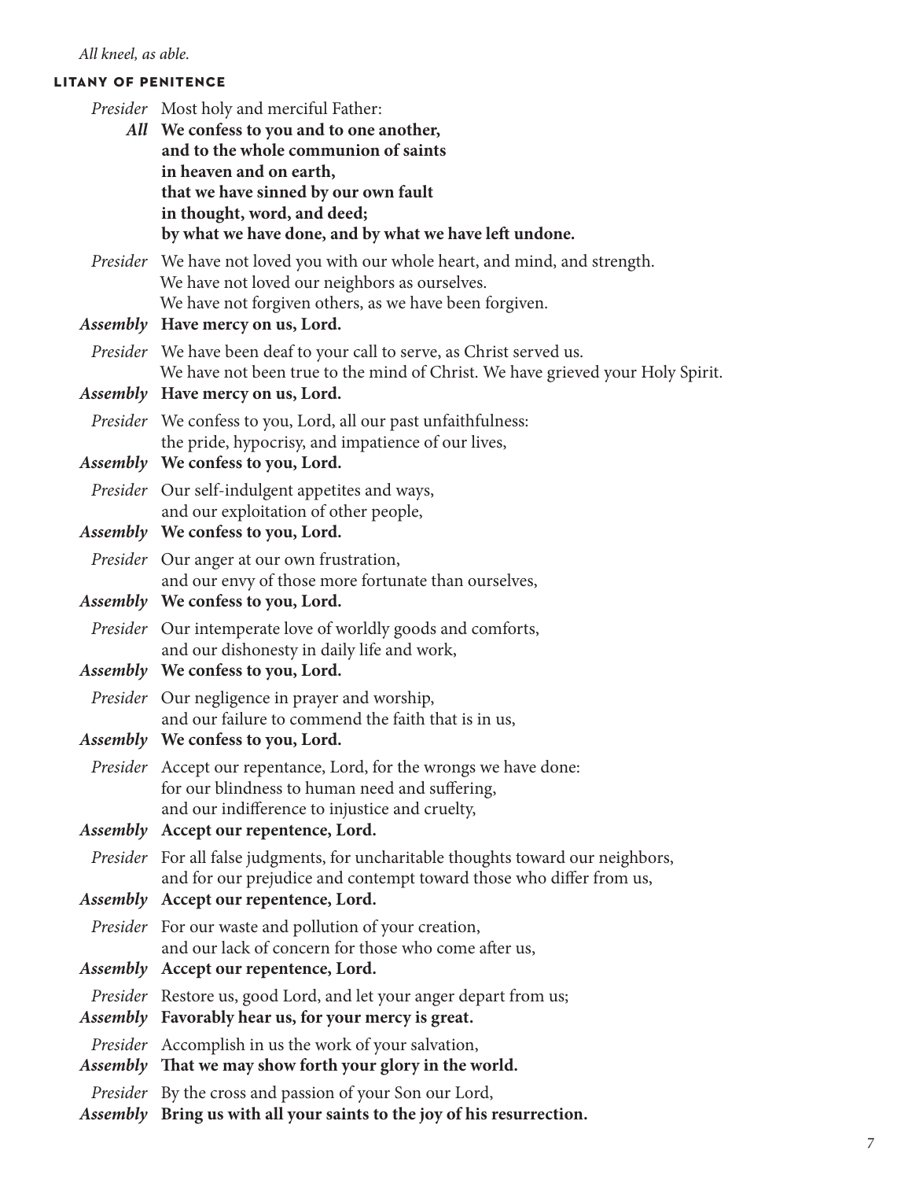*All kneel, as able.*

## LITANY OF PENITENCE

*Presider* Most holy and merciful Father:
*All* **We confess to you and to one another,**
**and to the whole communion of saints**
**in heaven and on earth,**
**that we have sinned by our own fault**
**in thought, word, and deed;**
**by what we have done, and by what we have left undone.**

*Presider* We have not loved you with our whole heart, and mind, and strength.
We have not loved our neighbors as ourselves.
We have not forgiven others, as we have been forgiven.
*Assembly* **Have mercy on us, Lord.**

*Presider* We have been deaf to your call to serve, as Christ served us.
We have not been true to the mind of Christ. We have grieved your Holy Spirit.
*Assembly* **Have mercy on us, Lord.**

*Presider* We confess to you, Lord, all our past unfaithfulness:
the pride, hypocrisy, and impatience of our lives,
*Assembly* **We confess to you, Lord.**

*Presider* Our self-indulgent appetites and ways,
and our exploitation of other people,
*Assembly* **We confess to you, Lord.**

*Presider* Our anger at our own frustration,
and our envy of those more fortunate than ourselves,
*Assembly* **We confess to you, Lord.**

*Presider* Our intemperate love of worldly goods and comforts,
and our dishonesty in daily life and work,
*Assembly* **We confess to you, Lord.**

*Presider* Our negligence in prayer and worship,
and our failure to commend the faith that is in us,
*Assembly* **We confess to you, Lord.**

*Presider* Accept our repentance, Lord, for the wrongs we have done:
for our blindness to human need and suffering,
and our indifference to injustice and cruelty,
*Assembly* **Accept our repentence, Lord.**

*Presider* For all false judgments, for uncharitable thoughts toward our neighbors,
and for our prejudice and contempt toward those who differ from us,
*Assembly* **Accept our repentence, Lord.**

*Presider* For our waste and pollution of your creation,
and our lack of concern for those who come after us,
*Assembly* **Accept our repentence, Lord.**

*Presider* Restore us, good Lord, and let your anger depart from us;
*Assembly* **Favorably hear us, for your mercy is great.**

*Presider* Accomplish in us the work of your salvation,
*Assembly* **That we may show forth your glory in the world.**

*Presider* By the cross and passion of your Son our Lord,
*Assembly* **Bring us with all your saints to the joy of his resurrection.**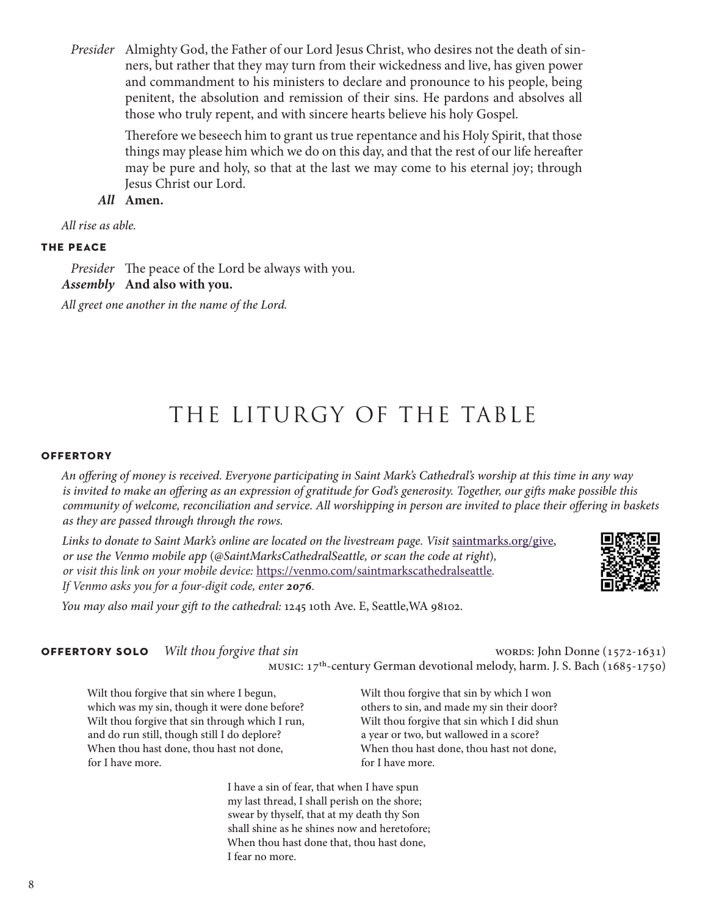*Presider* Almighty God, the Father of our Lord Jesus Christ, who desires not the death of sinners, but rather that they may turn from their wickedness and live, has given power and commandment to his ministers to declare and pronounce to his people, being penitent, the absolution and remission of their sins. He pardons and absolves all those who truly repent, and with sincere hearts believe his holy Gospel.

Therefore we beseech him to grant us true repentance and his Holy Spirit, that those things may please him which we do on this day, and that the rest of our life hereafter may be pure and holy, so that at the last we may come to his eternal joy; through Jesus Christ our Lord.

***All*** **Amen.**

*All rise as able.*

### THE PEACE

*Presider* The peace of the Lord be always with you.
***Assembly*** **And also with you.**

*All greet one another in the name of the Lord.*

# THE LITURGY OF THE TABLE

### OFFERTORY

*An offering of money is received. Everyone participating in Saint Mark's Cathedral's worship at this time in any way is invited to make an offering as an expression of gratitude for God's generosity. Together, our gifts make possible this community of welcome, reconciliation and service. All worshipping in person are invited to place their offering in baskets as they are passed through through the rows.*

*Links to donate to Saint Mark's online are located on the livestream page. Visit* saintmarks.org/give, *or use the Venmo mobile app (@SaintMarksCathedralSeattle, or scan the code at right), or visit this link on your mobile device:* https://venmo.com/saintmarkscathedralseattle. *If Venmo asks you for a four-digit code, enter **2076**.*

*You may also mail your gift to the cathedral:* 1245 10th Ave. E, Seattle,WA 98102.

**OFFERTORY SOLO** *Wilt thou forgive that sin* — WORDS: John Donne (1572-1631); MUSIC: 17th-century German devotional melody, harm. J. S. Bach (1685-1750)

Wilt thou forgive that sin where I begun,
which was my sin, though it were done before?
Wilt thou forgive that sin through which I run,
and do run still, though still I do deplore?
When thou hast done, thou hast not done,
for I have more.

Wilt thou forgive that sin by which I won
others to sin, and made my sin their door?
Wilt thou forgive that sin which I did shun
a year or two, but wallowed in a score?
When thou hast done, thou hast not done,
for I have more.

I have a sin of fear, that when I have spun
my last thread, I shall perish on the shore;
swear by thyself, that at my death thy Son
shall shine as he shines now and heretofore;
When thou hast done that, thou hast done,
I fear no more.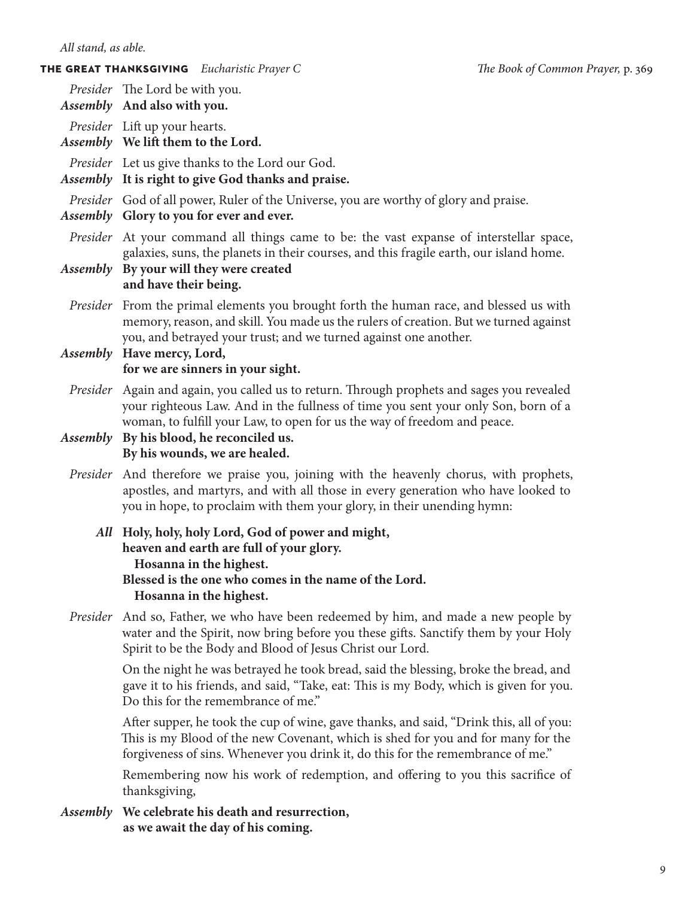*All stand, as able.*

**THE GREAT THANKSGIVING** *Eucharistic Prayer C* *The Book of Common Prayer,* p. 369

*Presider* The Lord be with you.
***Assembly*** **And also with you.**

*Presider* Lift up your hearts.
***Assembly*** **We lift them to the Lord.**

*Presider* Let us give thanks to the Lord our God.
***Assembly*** **It is right to give God thanks and praise.**

*Presider* God of all power, Ruler of the Universe, you are worthy of glory and praise.
***Assembly*** **Glory to you for ever and ever.**

*Presider* At your command all things came to be: the vast expanse of interstellar space, galaxies, suns, the planets in their courses, and this fragile earth, our island home.
***Assembly*** **By your will they were created
and have their being.**

*Presider* From the primal elements you brought forth the human race, and blessed us with memory, reason, and skill. You made us the rulers of creation. But we turned against you, and betrayed your trust; and we turned against one another.
***Assembly*** **Have mercy, Lord,
for we are sinners in your sight.**

*Presider* Again and again, you called us to return. Through prophets and sages you revealed your righteous Law. And in the fullness of time you sent your only Son, born of a woman, to fulfill your Law, to open for us the way of freedom and peace.
***Assembly*** **By his blood, he reconciled us.
By his wounds, we are healed.**

*Presider* And therefore we praise you, joining with the heavenly chorus, with prophets, apostles, and martyrs, and with all those in every generation who have looked to you in hope, to proclaim with them your glory, in their unending hymn:

***All*** **Holy, holy, holy Lord, God of power and might,
heaven and earth are full of your glory.
Hosanna in the highest.
Blessed is the one who comes in the name of the Lord.
Hosanna in the highest.**

*Presider* And so, Father, we who have been redeemed by him, and made a new people by water and the Spirit, now bring before you these gifts. Sanctify them by your Holy Spirit to be the Body and Blood of Jesus Christ our Lord.

On the night he was betrayed he took bread, said the blessing, broke the bread, and gave it to his friends, and said, "Take, eat: This is my Body, which is given for you. Do this for the remembrance of me."

After supper, he took the cup of wine, gave thanks, and said, "Drink this, all of you: This is my Blood of the new Covenant, which is shed for you and for many for the forgiveness of sins. Whenever you drink it, do this for the remembrance of me."

Remembering now his work of redemption, and offering to you this sacrifice of thanksgiving,

***Assembly*** **We celebrate his death and resurrection,
as we await the day of his coming.**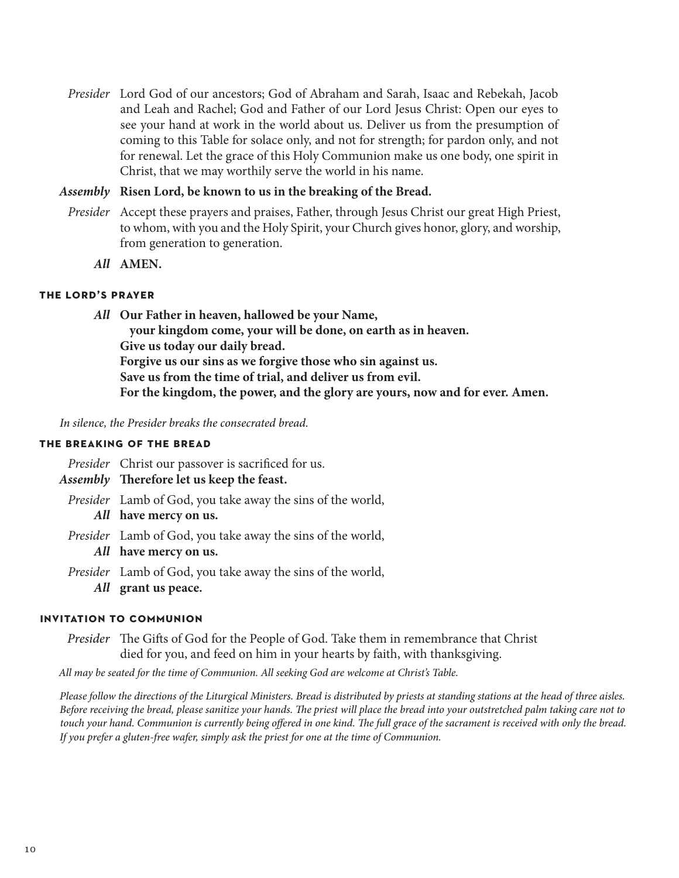*Presider* Lord God of our ancestors; God of Abraham and Sarah, Isaac and Rebekah, Jacob and Leah and Rachel; God and Father of our Lord Jesus Christ: Open our eyes to see your hand at work in the world about us. Deliver us from the presumption of coming to this Table for solace only, and not for strength; for pardon only, and not for renewal. Let the grace of this Holy Communion make us one body, one spirit in Christ, that we may worthily serve the world in his name.

***Assembly*** **Risen Lord, be known to us in the breaking of the Bread.**

*Presider* Accept these prayers and praises, Father, through Jesus Christ our great High Priest, to whom, with you and the Holy Spirit, your Church gives honor, glory, and worship, from generation to generation.

***All*** **AMEN.**

### THE LORD'S PRAYER

***All*** **Our Father in heaven, hallowed be your Name,**
**your kingdom come, your will be done, on earth as in heaven.**
**Give us today our daily bread.**
**Forgive us our sins as we forgive those who sin against us.**
**Save us from the time of trial, and deliver us from evil.**
**For the kingdom, the power, and the glory are yours, now and for ever. Amen.**

*In silence, the Presider breaks the consecrated bread.*

### THE BREAKING OF THE BREAD

*Presider* Christ our passover is sacrificed for us.

***Assembly*** **Therefore let us keep the feast.**

*Presider* Lamb of God, you take away the sins of the world,

***All*** **have mercy on us.**

*Presider* Lamb of God, you take away the sins of the world,

***All*** **have mercy on us.**

*Presider* Lamb of God, you take away the sins of the world,

***All*** **grant us peace.**

### INVITATION TO COMMUNION

*Presider* The Gifts of God for the People of God. Take them in remembrance that Christ died for you, and feed on him in your hearts by faith, with thanksgiving.

*All may be seated for the time of Communion. All seeking God are welcome at Christ's Table.*

*Please follow the directions of the Liturgical Ministers. Bread is distributed by priests at standing stations at the head of three aisles. Before receiving the bread, please sanitize your hands. The priest will place the bread into your outstretched palm taking care not to touch your hand. Communion is currently being offered in one kind. The full grace of the sacrament is received with only the bread. If you prefer a gluten-free wafer, simply ask the priest for one at the time of Communion.*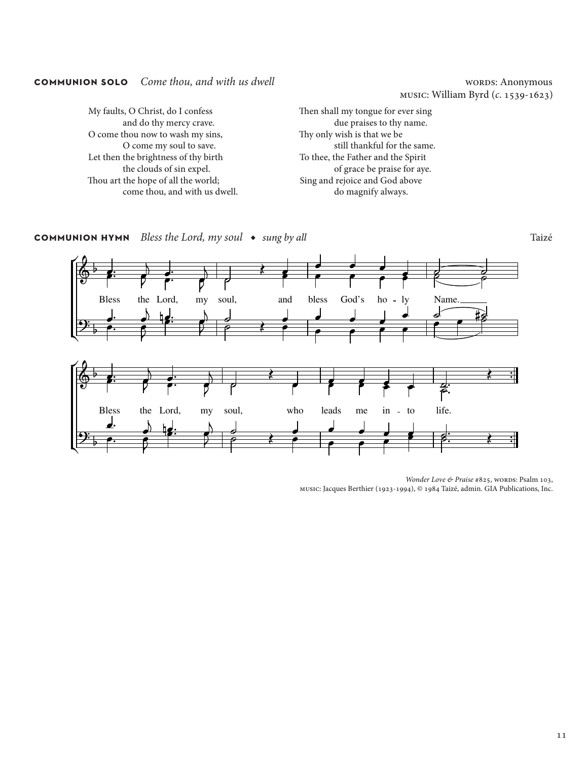**COMMUNION SOLO** *Come thou, and with us dwell*

WORDS: Anonymous
MUSIC: William Byrd (*c.* 1539-1623)

My faults, O Christ, do I confess
  and do thy mercy crave.
O come thou now to wash my sins,
  O come my soul to save.
Let then the brightness of thy birth
  the clouds of sin expel.
Thou art the hope of all the world;
  come thou, and with us dwell.

Then shall my tongue for ever sing
  due praises to thy name.
Thy only wish is that we be
  still thankful for the same.
To thee, the Father and the Spirit
  of grace be praise for aye.
Sing and rejoice and God above
  do magnify always.

**COMMUNION HYMN** *Bless the Lord, my soul* ◆ *sung by all*

Taizé

Bless the Lord, my soul, and bless God's ho - ly Name.

Bless the Lord, my soul, who leads me in - to life.

*Wonder Love & Praise* #825, WORDS: Psalm 103,
MUSIC: Jacques Berthier (1923-1994), © 1984 Taizé, admin. GIA Publications, Inc.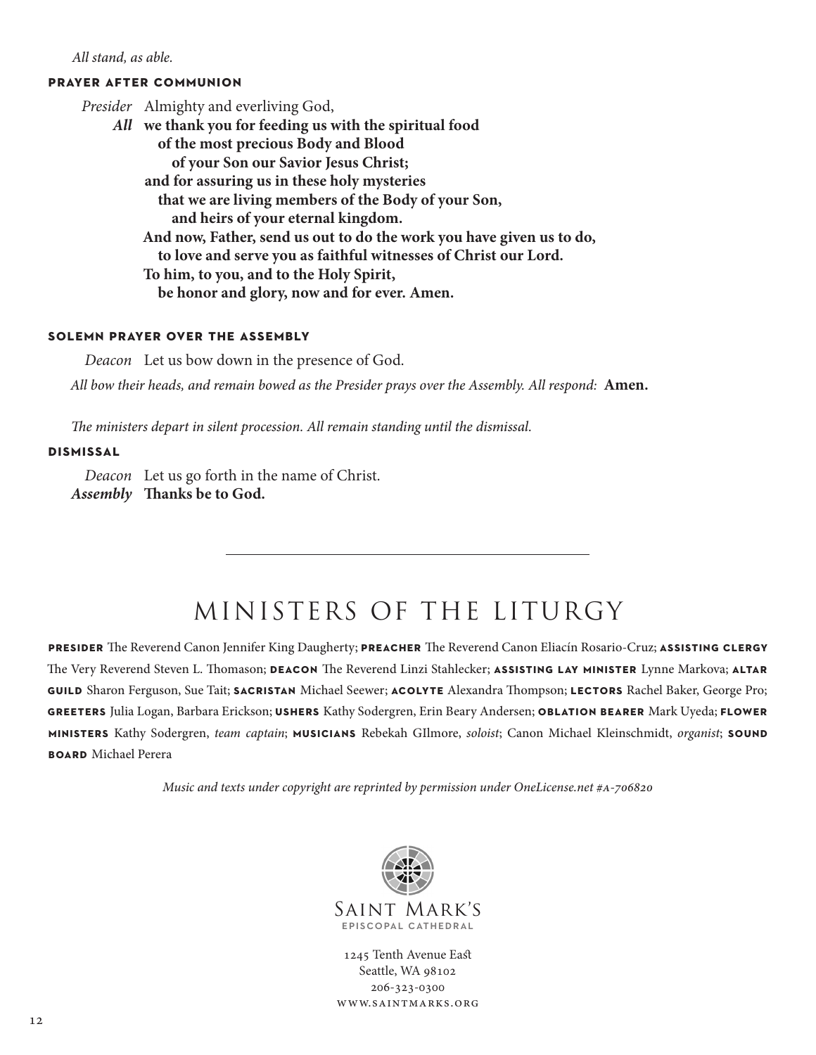*All stand, as able.*

### PRAYER AFTER COMMUNION

*Presider* Almighty and everliving God,

***All*** **we thank you for feeding us with the spiritual food**
**of the most precious Body and Blood**
**of your Son our Savior Jesus Christ;**
**and for assuring us in these holy mysteries**
**that we are living members of the Body of your Son,**
**and heirs of your eternal kingdom.**
**And now, Father, send us out to do the work you have given us to do,**
**to love and serve you as faithful witnesses of Christ our Lord.**
**To him, to you, and to the Holy Spirit,**
**be honor and glory, now and for ever. Amen.**

### SOLEMN PRAYER OVER THE ASSEMBLY

*Deacon* Let us bow down in the presence of God.

*All bow their heads, and remain bowed as the Presider prays over the Assembly. All respond:* **Amen.**

*The ministers depart in silent procession. All remain standing until the dismissal.*

### DISMISSAL

*Deacon* Let us go forth in the name of Christ.
***Assembly*** **Thanks be to God.**

---

# MINISTERS OF THE LITURGY

**PRESIDER** The Reverend Canon Jennifer King Daugherty; **PREACHER** The Reverend Canon Eliacín Rosario-Cruz; **ASSISTING CLERGY** The Very Reverend Steven L. Thomason; **DEACON** The Reverend Linzi Stahlecker; **ASSISTING LAY MINISTER** Lynne Markova; **ALTAR GUILD** Sharon Ferguson, Sue Tait; **SACRISTAN** Michael Seewer; **ACOLYTE** Alexandra Thompson; **LECTORS** Rachel Baker, George Pro; **GREETERS** Julia Logan, Barbara Erickson; **USHERS** Kathy Sodergren, Erin Beary Andersen; **OBLATION BEARER** Mark Uyeda; **FLOWER MINISTERS** Kathy Sodergren, *team captain*; **MUSICIANS** Rebekah GIlmore, *soloist*; Canon Michael Kleinschmidt, *organist*; **SOUND BOARD** Michael Perera

*Music and texts under copyright are reprinted by permission under OneLicense.net #A-706820*

SAINT MARK'S
EPISCOPAL CATHEDRAL

1245 Tenth Avenue East
Seattle, WA 98102
206-323-0300
WWW.SAINTMARKS.ORG